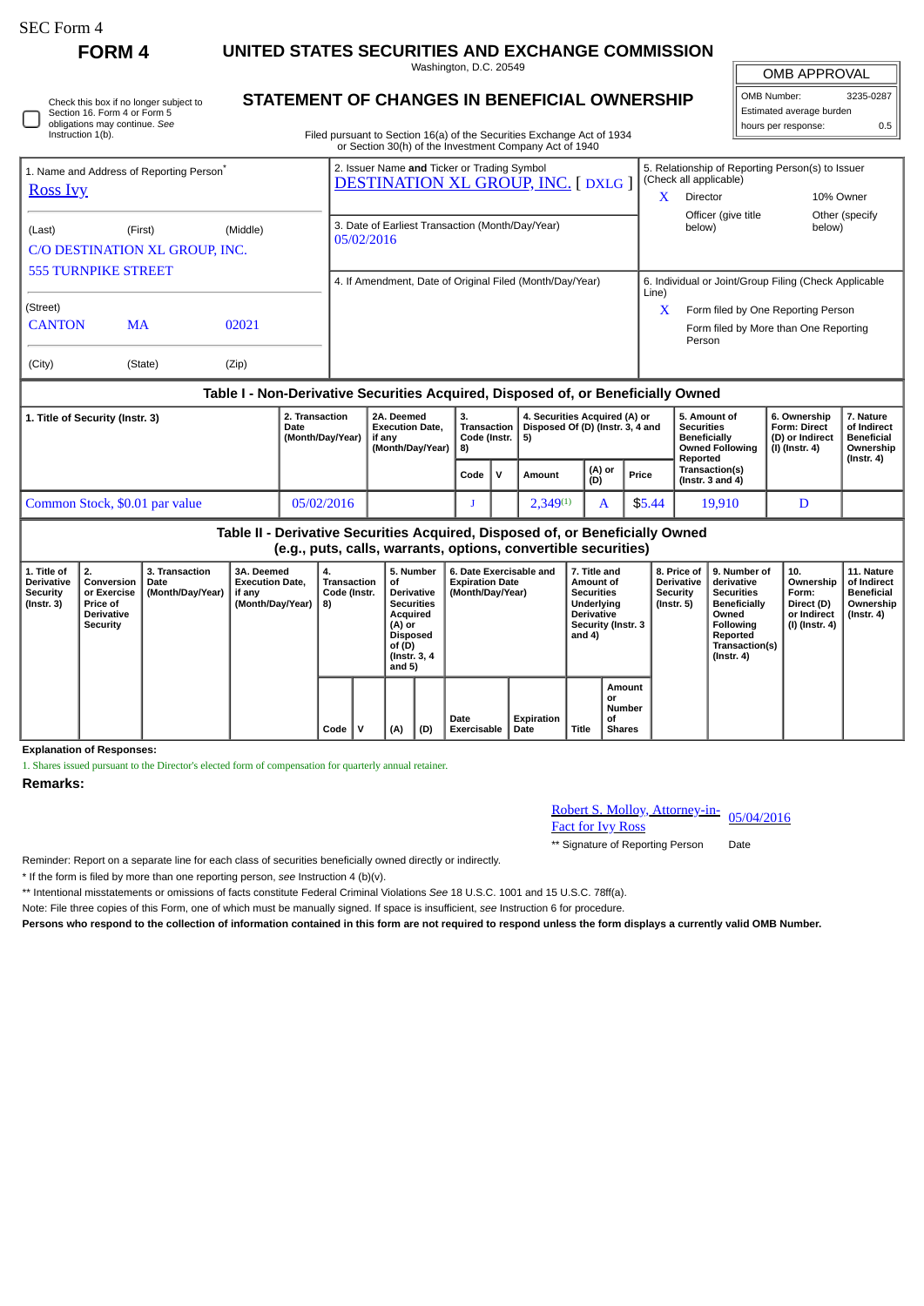SEC Form 4

**FORM 4**

# UNITED STATES SECURITIES AND EXCHANGE COMMISSION

Washington, D.C. 20549

## STATEMENT OF CHANGES IN BENEFICIAL OWNERSHIP

Filed pursuant to Section 16(a) of the Securities Exchange Act of 1934 or Section 30(h) of the Investment Company Act of 1940

| OMB APPROVAL | |
|---|---|
| OMB Number: | 3235-0287 |
| Estimated average burden | |
| hours per response: | 0.5 |

☐ Check this box if no longer subject to Section 16. Form 4 or Form 5 obligations may continue. *See* Instruction 1(b).

**1. Name and Address of Reporting Person***

Ross Ivy

(Last) (First) (Middle)

C/O DESTINATION XL GROUP, INC.
555 TURNPIKE STREET

(Street)

CANTON MA 02021

(City) (State) (Zip)

**2. Issuer Name and Ticker or Trading Symbol**

DESTINATION XL GROUP, INC. [ DXLG ]

**3. Date of Earliest Transaction (Month/Day/Year)**

05/02/2016

**4. If Amendment, Date of Original Filed (Month/Day/Year)**

**5. Relationship of Reporting Person(s) to Issuer (Check all applicable)**

X Director
10% Owner
Officer (give title below)
Other (specify below)

**6. Individual or Joint/Group Filing (Check Applicable Line)**

X Form filed by One Reporting Person
Form filed by More than One Reporting Person

### Table I - Non-Derivative Securities Acquired, Disposed of, or Beneficially Owned

| 1. Title of Security (Instr. 3) | 2. Transaction Date (Month/Day/Year) | 2A. Deemed Execution Date, if any (Month/Day/Year) | 3. Transaction Code (Instr. 8) | | 4. Securities Acquired (A) or Disposed Of (D) (Instr. 3, 4 and 5) | | | 5. Amount of Securities Beneficially Owned Following Reported Transaction(s) (Instr. 3 and 4) | 6. Ownership Form: Direct (D) or Indirect (I) (Instr. 4) | 7. Nature of Indirect Beneficial Ownership (Instr. 4) |
|---|---|---|---|---|---|---|---|---|---|---|
| | | | Code | V | Amount | (A) or (D) | Price | | | |
| Common Stock, $0.01 par value | 05/02/2016 | | J | | 2,349[1] | A | $5.44 | 19,910 | D | |

### Table II - Derivative Securities Acquired, Disposed of, or Beneficially Owned (e.g., puts, calls, warrants, options, convertible securities)

| 1. Title of Derivative Security (Instr. 3) | 2. Conversion or Exercise Price of Derivative Security | 3. Transaction Date (Month/Day/Year) | 3A. Deemed Execution Date, if any (Month/Day/Year) | 4. Transaction Code (Instr. 8) | | 5. Number of Derivative Securities Acquired (A) or Disposed of (D) (Instr. 3, 4 and 5) | | 6. Date Exercisable and Expiration Date (Month/Day/Year) | | 7. Title and Amount of Securities Underlying Derivative Security (Instr. 3 and 4) | | 8. Price of Derivative Security (Instr. 5) | 9. Number of derivative Securities Beneficially Owned Following Reported Transaction(s) (Instr. 4) | 10. Ownership Form: Direct (D) or Indirect (I) (Instr. 4) | 11. Nature of Indirect Beneficial Ownership (Instr. 4) |
|---|---|---|---|---|---|---|---|---|---|---|---|---|---|---|---|
| | | | | Code | V | (A) | (D) | Date Exercisable | Expiration Date | Title | Amount or Number of Shares | | | | |

**Explanation of Responses:**

1. Shares issued pursuant to the Director's elected form of compensation for quarterly annual retainer.

**Remarks:**

Robert S. Molloy, Attorney-in-Fact for Ivy Ross — 05/04/2016

** Signature of Reporting Person — Date

Reminder: Report on a separate line for each class of securities beneficially owned directly or indirectly.

* If the form is filed by more than one reporting person, *see* Instruction 4 (b)(v).

** Intentional misstatements or omissions of facts constitute Federal Criminal Violations *See* 18 U.S.C. 1001 and 15 U.S.C. 78ff(a).

Note: File three copies of this Form, one of which must be manually signed. If space is insufficient, *see* Instruction 6 for procedure.

**Persons who respond to the collection of information contained in this form are not required to respond unless the form displays a currently valid OMB Number.**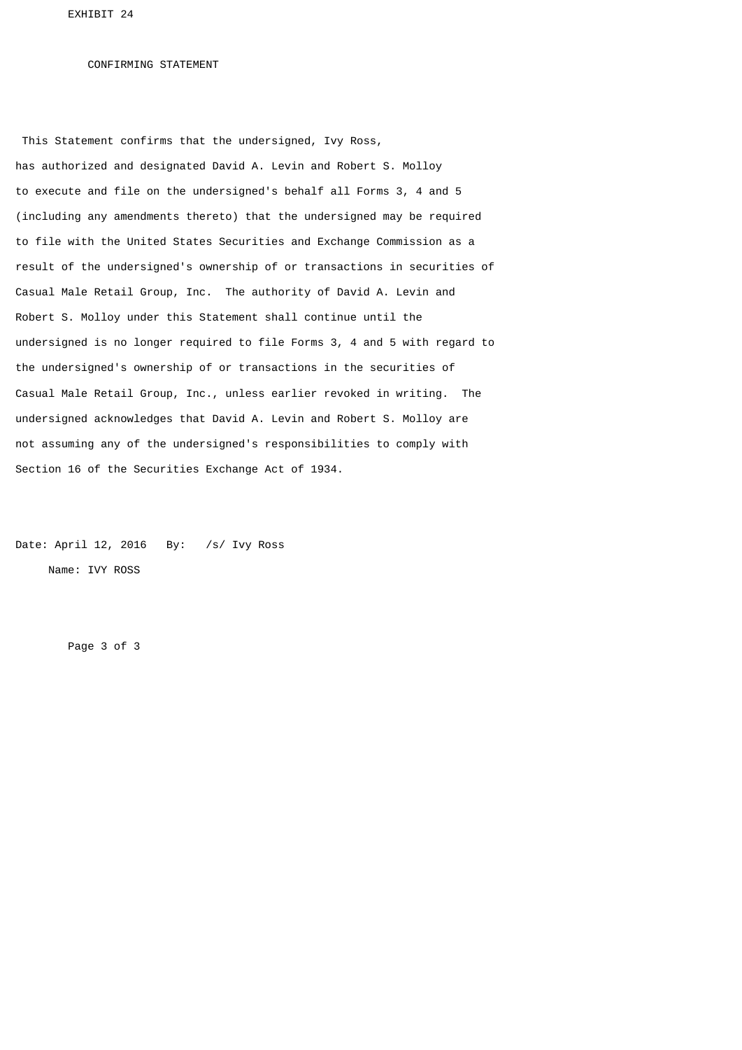EXHIBIT 24

CONFIRMING STATEMENT

This Statement confirms that the undersigned, Ivy Ross, has authorized and designated David A. Levin and Robert S. Molloy to execute and file on the undersigned's behalf all Forms 3, 4 and 5 (including any amendments thereto) that the undersigned may be required to file with the United States Securities and Exchange Commission as a result of the undersigned's ownership of or transactions in securities of Casual Male Retail Group, Inc. The authority of David A. Levin and Robert S. Molloy under this Statement shall continue until the undersigned is no longer required to file Forms 3, 4 and 5 with regard to the undersigned's ownership of or transactions in the securities of Casual Male Retail Group, Inc., unless earlier revoked in writing. The undersigned acknowledges that David A. Levin and Robert S. Molloy are not assuming any of the undersigned's responsibilities to comply with Section 16 of the Securities Exchange Act of 1934.

Date: April 12, 2016 By: /s/ Ivy Ross

Name: IVY ROSS